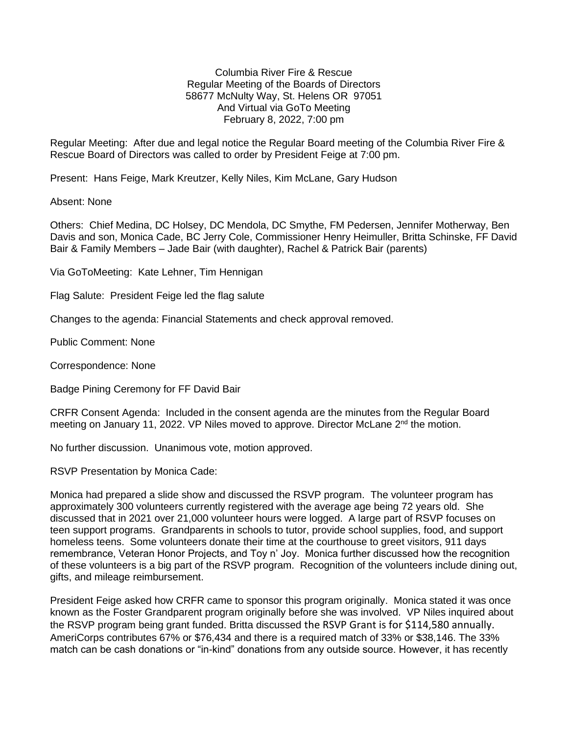Columbia River Fire & Rescue
Regular Meeting of the Boards of Directors
58677 McNulty Way, St. Helens OR 97051
And Virtual via GoTo Meeting
February 8, 2022, 7:00 pm

Regular Meeting: After due and legal notice the Regular Board meeting of the Columbia River Fire & Rescue Board of Directors was called to order by President Feige at 7:00 pm.

Present: Hans Feige, Mark Kreutzer, Kelly Niles, Kim McLane, Gary Hudson

Absent: None

Others: Chief Medina, DC Holsey, DC Mendola, DC Smythe, FM Pedersen, Jennifer Motherway, Ben Davis and son, Monica Cade, BC Jerry Cole, Commissioner Henry Heimuller, Britta Schinske, FF David Bair & Family Members – Jade Bair (with daughter), Rachel & Patrick Bair (parents)

Via GoToMeeting: Kate Lehner, Tim Hennigan

Flag Salute: President Feige led the flag salute

Changes to the agenda: Financial Statements and check approval removed.

Public Comment: None

Correspondence: None

Badge Pining Ceremony for FF David Bair

CRFR Consent Agenda: Included in the consent agenda are the minutes from the Regular Board meeting on January 11, 2022. VP Niles moved to approve. Director McLane 2nd the motion.

No further discussion. Unanimous vote, motion approved.

RSVP Presentation by Monica Cade:

Monica had prepared a slide show and discussed the RSVP program. The volunteer program has approximately 300 volunteers currently registered with the average age being 72 years old. She discussed that in 2021 over 21,000 volunteer hours were logged. A large part of RSVP focuses on teen support programs. Grandparents in schools to tutor, provide school supplies, food, and support homeless teens. Some volunteers donate their time at the courthouse to greet visitors, 911 days remembrance, Veteran Honor Projects, and Toy n' Joy. Monica further discussed how the recognition of these volunteers is a big part of the RSVP program. Recognition of the volunteers include dining out, gifts, and mileage reimbursement.

President Feige asked how CRFR came to sponsor this program originally. Monica stated it was once known as the Foster Grandparent program originally before she was involved. VP Niles inquired about the RSVP program being grant funded. Britta discussed the RSVP Grant is for $114,580 annually. AmeriCorps contributes 67% or $76,434 and there is a required match of 33% or $38,146. The 33% match can be cash donations or "in-kind" donations from any outside source. However, it has recently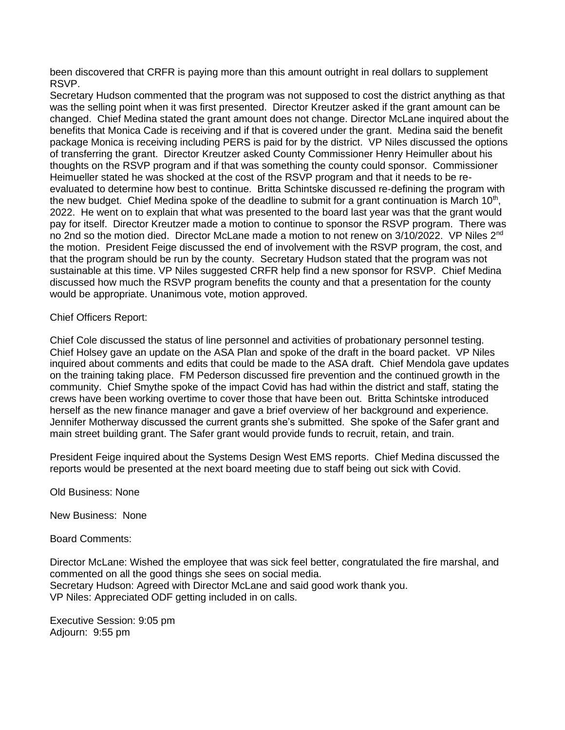been discovered that CRFR is paying more than this amount outright in real dollars to supplement RSVP.
Secretary Hudson commented that the program was not supposed to cost the district anything as that was the selling point when it was first presented. Director Kreutzer asked if the grant amount can be changed. Chief Medina stated the grant amount does not change. Director McLane inquired about the benefits that Monica Cade is receiving and if that is covered under the grant. Medina said the benefit package Monica is receiving including PERS is paid for by the district. VP Niles discussed the options of transferring the grant. Director Kreutzer asked County Commissioner Henry Heimuller about his thoughts on the RSVP program and if that was something the county could sponsor. Commissioner Heimueller stated he was shocked at the cost of the RSVP program and that it needs to be re-evaluated to determine how best to continue. Britta Schintske discussed re-defining the program with the new budget. Chief Medina spoke of the deadline to submit for a grant continuation is March 10th, 2022. He went on to explain that what was presented to the board last year was that the grant would pay for itself. Director Kreutzer made a motion to continue to sponsor the RSVP program. There was no 2nd so the motion died. Director McLane made a motion to not renew on 3/10/2022. VP Niles 2nd the motion. President Feige discussed the end of involvement with the RSVP program, the cost, and that the program should be run by the county. Secretary Hudson stated that the program was not sustainable at this time. VP Niles suggested CRFR help find a new sponsor for RSVP. Chief Medina discussed how much the RSVP program benefits the county and that a presentation for the county would be appropriate. Unanimous vote, motion approved.

Chief Officers Report:

Chief Cole discussed the status of line personnel and activities of probationary personnel testing. Chief Holsey gave an update on the ASA Plan and spoke of the draft in the board packet. VP Niles inquired about comments and edits that could be made to the ASA draft. Chief Mendola gave updates on the training taking place. FM Pederson discussed fire prevention and the continued growth in the community. Chief Smythe spoke of the impact Covid has had within the district and staff, stating the crews have been working overtime to cover those that have been out. Britta Schintske introduced herself as the new finance manager and gave a brief overview of her background and experience. Jennifer Motherway discussed the current grants she's submitted. She spoke of the Safer grant and main street building grant. The Safer grant would provide funds to recruit, retain, and train.

President Feige inquired about the Systems Design West EMS reports. Chief Medina discussed the reports would be presented at the next board meeting due to staff being out sick with Covid.

Old Business: None

New Business: None

Board Comments:

Director McLane: Wished the employee that was sick feel better, congratulated the fire marshal, and commented on all the good things she sees on social media.
Secretary Hudson: Agreed with Director McLane and said good work thank you.
VP Niles: Appreciated ODF getting included in on calls.

Executive Session: 9:05 pm
Adjourn: 9:55 pm